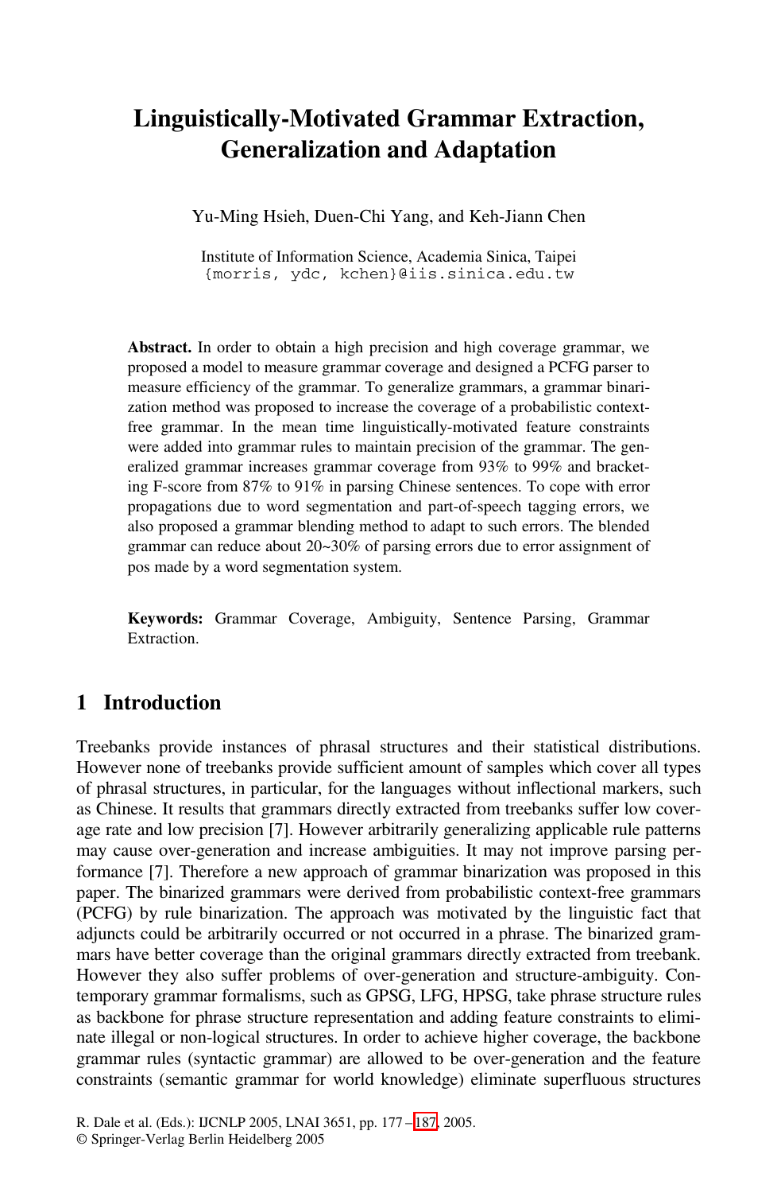# Linguistically-Motivated Grammar Extraction, Generalization and Adaptation

Yu-Ming Hsieh, Duen-Chi Yang, and Keh-Jiann Chen

Institute of Information Science, Academia Sinica, Taipei
{morris, ydc, kchen}@iis.sinica.edu.tw

**Abstract.** In order to obtain a high precision and high coverage grammar, we proposed a model to measure grammar coverage and designed a PCFG parser to measure efficiency of the grammar. To generalize grammars, a grammar binarization method was proposed to increase the coverage of a probabilistic context-free grammar. In the mean time linguistically-motivated feature constraints were added into grammar rules to maintain precision of the grammar. The generalized grammar increases grammar coverage from 93% to 99% and bracketing F-score from 87% to 91% in parsing Chinese sentences. To cope with error propagations due to word segmentation and part-of-speech tagging errors, we also proposed a grammar blending method to adapt to such errors. The blended grammar can reduce about 20~30% of parsing errors due to error assignment of pos made by a word segmentation system.

**Keywords:** Grammar Coverage, Ambiguity, Sentence Parsing, Grammar Extraction.

## 1 Introduction

Treebanks provide instances of phrasal structures and their statistical distributions. However none of treebanks provide sufficient amount of samples which cover all types of phrasal structures, in particular, for the languages without inflectional markers, such as Chinese. It results that grammars directly extracted from treebanks suffer low coverage rate and low precision [7]. However arbitrarily generalizing applicable rule patterns may cause over-generation and increase ambiguities. It may not improve parsing performance [7]. Therefore a new approach of grammar binarization was proposed in this paper. The binarized grammars were derived from probabilistic context-free grammars (PCFG) by rule binarization. The approach was motivated by the linguistic fact that adjuncts could be arbitrarily occurred or not occurred in a phrase. The binarized grammars have better coverage than the original grammars directly extracted from treebank. However they also suffer problems of over-generation and structure-ambiguity. Contemporary grammar formalisms, such as GPSG, LFG, HPSG, take phrase structure rules as backbone for phrase structure representation and adding feature constraints to eliminate illegal or non-logical structures. In order to achieve higher coverage, the backbone grammar rules (syntactic grammar) are allowed to be over-generation and the feature constraints (semantic grammar for world knowledge) eliminate superfluous structures

R. Dale et al. (Eds.): IJCNLP 2005, LNAI 3651, pp. 177 – 187, 2005.
© Springer-Verlag Berlin Heidelberg 2005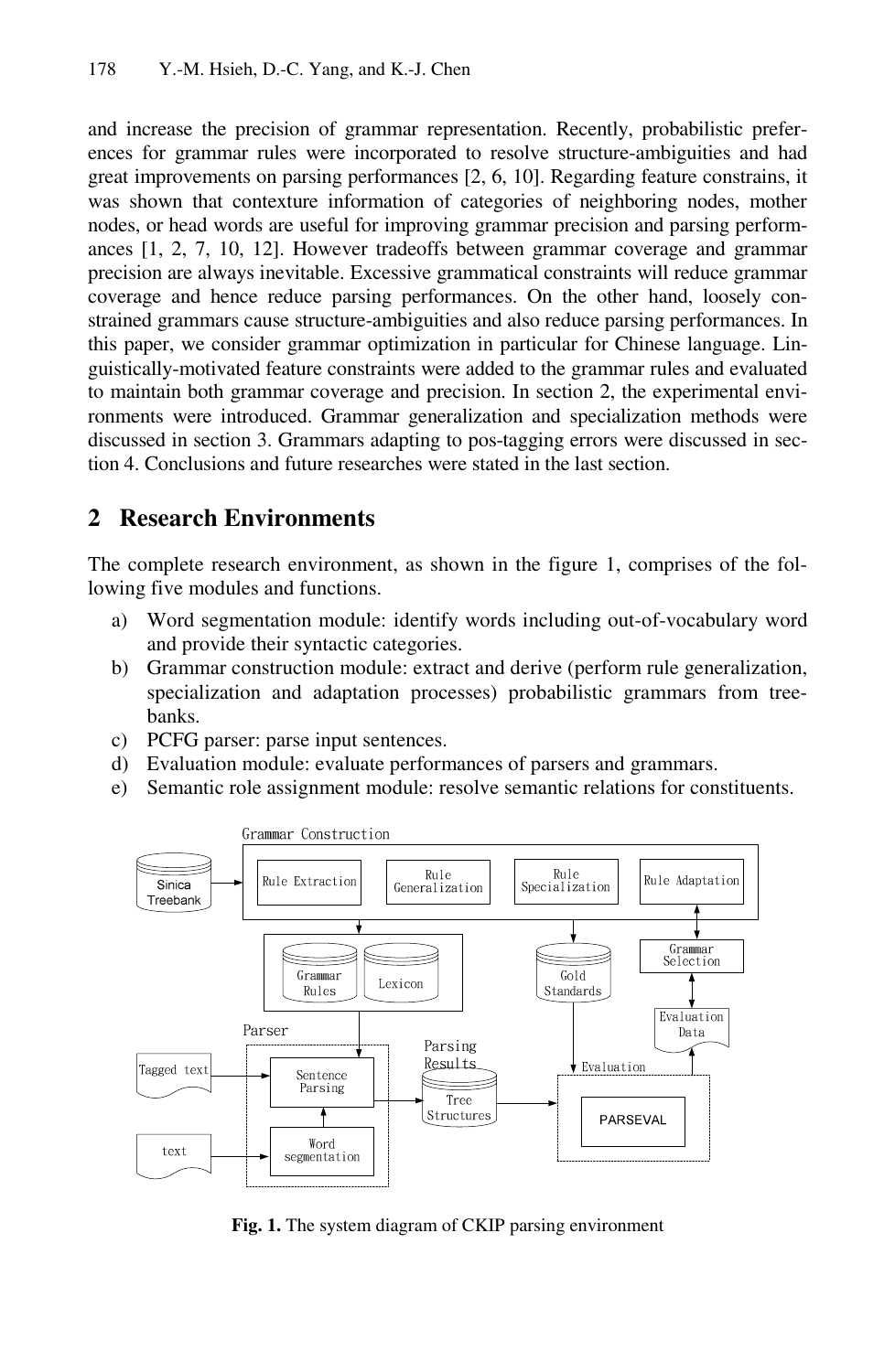and increase the precision of grammar representation. Recently, probabilistic preferences for grammar rules were incorporated to resolve structure-ambiguities and had great improvements on parsing performances [2, 6, 10]. Regarding feature constrains, it was shown that contexture information of categories of neighboring nodes, mother nodes, or head words are useful for improving grammar precision and parsing performances [1, 2, 7, 10, 12]. However tradeoffs between grammar coverage and grammar precision are always inevitable. Excessive grammatical constraints will reduce grammar coverage and hence reduce parsing performances. On the other hand, loosely constrained grammars cause structure-ambiguities and also reduce parsing performances. In this paper, we consider grammar optimization in particular for Chinese language. Linguistically-motivated feature constraints were added to the grammar rules and evaluated to maintain both grammar coverage and precision. In section 2, the experimental environments were introduced. Grammar generalization and specialization methods were discussed in section 3. Grammars adapting to pos-tagging errors were discussed in section 4. Conclusions and future researches were stated in the last section.

## 2 Research Environments

The complete research environment, as shown in the figure 1, comprises of the following five modules and functions.

a) Word segmentation module: identify words including out-of-vocabulary word and provide their syntactic categories.
b) Grammar construction module: extract and derive (perform rule generalization, specialization and adaptation processes) probabilistic grammars from treebanks.
c) PCFG parser: parse input sentences.
d) Evaluation module: evaluate performances of parsers and grammars.
e) Semantic role assignment module: resolve semantic relations for constituents.

Grammar Construction: Sinica Treebank → Rule Extraction, Rule Generalization, Rule Specialization, Rule Adaptation; Grammar Rules, Lexicon; Gold Standards; Grammar Selection; Evaluation Data; Parser: Tagged text, text, Sentence Parsing, Word segmentation; Parsing Results: Tree Structures; Evaluation: PARSEVAL

**Fig. 1.** The system diagram of CKIP parsing environment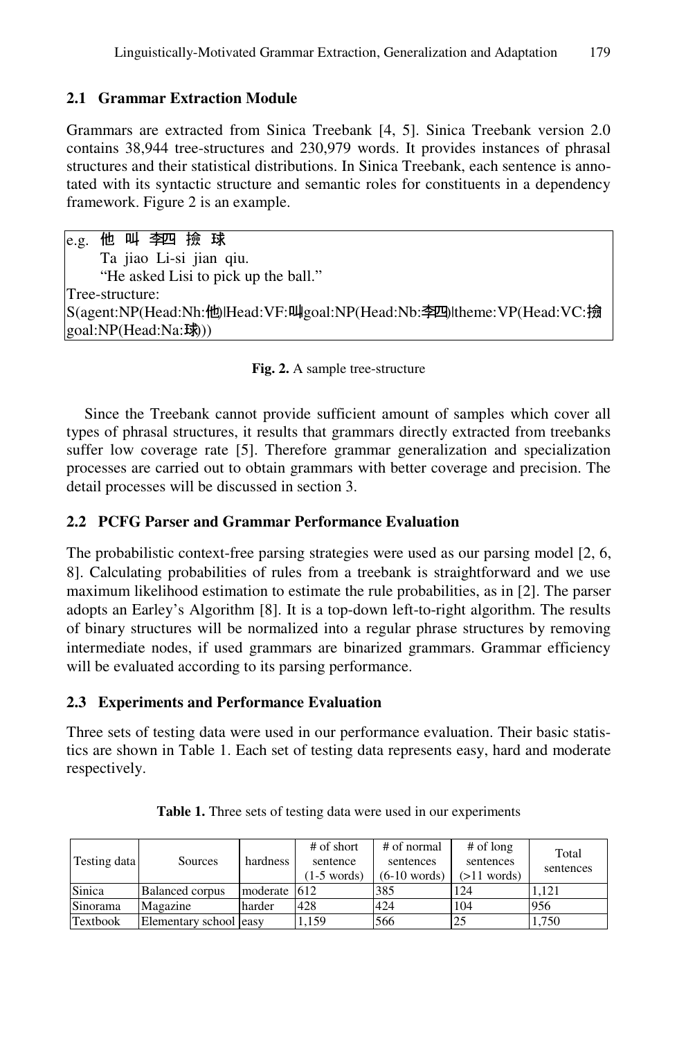### 2.1 Grammar Extraction Module

Grammars are extracted from Sinica Treebank [4, 5]. Sinica Treebank version 2.0 contains 38,944 tree-structures and 230,979 words. It provides instances of phrasal structures and their statistical distributions. In Sinica Treebank, each sentence is annotated with its syntactic structure and semantic roles for constituents in a dependency framework. Figure 2 is an example.

```
e.g.  他  叫  李四  撿  球
      Ta  jiao  Li-si  jian  qiu.
      “He asked Lisi to pick up the ball.”
Tree-structure:
S(agent:NP(Head:Nh:他)|Head:VF:叫|goal:NP(Head:Nb:李四)|theme:VP(Head:VC:撿
goal:NP(Head:Na:球)))
```

**Fig. 2.** A sample tree-structure

Since the Treebank cannot provide sufficient amount of samples which cover all types of phrasal structures, it results that grammars directly extracted from treebanks suffer low coverage rate [5]. Therefore grammar generalization and specialization processes are carried out to obtain grammars with better coverage and precision. The detail processes will be discussed in section 3.

### 2.2 PCFG Parser and Grammar Performance Evaluation

The probabilistic context-free parsing strategies were used as our parsing model [2, 6, 8]. Calculating probabilities of rules from a treebank is straightforward and we use maximum likelihood estimation to estimate the rule probabilities, as in [2]. The parser adopts an Earley's Algorithm [8]. It is a top-down left-to-right algorithm. The results of binary structures will be normalized into a regular phrase structures by removing intermediate nodes, if used grammars are binarized grammars. Grammar efficiency will be evaluated according to its parsing performance.

### 2.3 Experiments and Performance Evaluation

Three sets of testing data were used in our performance evaluation. Their basic statistics are shown in Table 1. Each set of testing data represents easy, hard and moderate respectively.

**Table 1.** Three sets of testing data were used in our experiments

| Testing data | Sources | hardness | # of short sentence (1-5 words) | # of normal sentences (6-10 words) | # of long sentences (>11 words) | Total sentences |
|---|---|---|---|---|---|---|
| Sinica | Balanced corpus | moderate | 612 | 385 | 124 | 1,121 |
| Sinorama | Magazine | harder | 428 | 424 | 104 | 956 |
| Textbook | Elementary school | easy | 1,159 | 566 | 25 | 1,750 |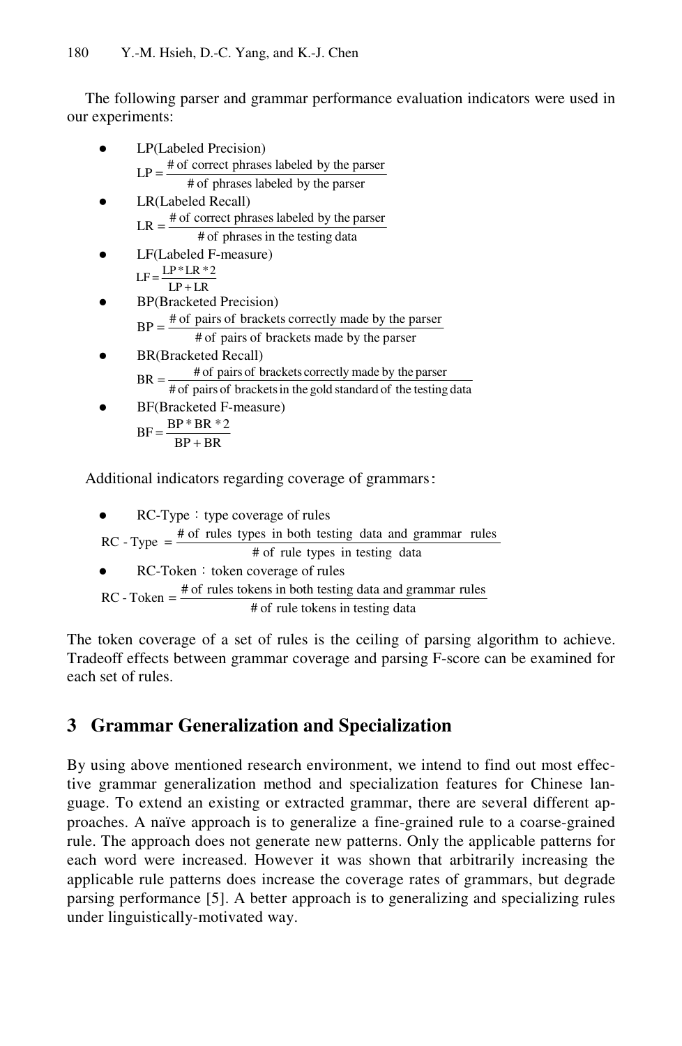The following parser and grammar performance evaluation indicators were used in our experiments:

- LP(Labeled Precision)
  $$\text{LP} = \frac{\text{\# of correct phrases labeled by the parser}}{\text{\# of phrases labeled by the parser}}$$
- LR(Labeled Recall)
  $$\text{LR} = \frac{\text{\# of correct phrases labeled by the parser}}{\text{\# of phrases in the testing data}}$$
- LF(Labeled F-measure)
  $$\text{LF} = \frac{\text{LP} * \text{LR} * 2}{\text{LP} + \text{LR}}$$
- BP(Bracketed Precision)
  $$\text{BP} = \frac{\text{\# of pairs of brackets correctly made by the parser}}{\text{\# of pairs of brackets made by the parser}}$$
- BR(Bracketed Recall)
  $$\text{BR} = \frac{\text{\# of pairs of brackets correctly made by the parser}}{\text{\# of pairs of brackets in the gold standard of the testing data}}$$
- BF(Bracketed F-measure)
  $$\text{BF} = \frac{\text{BP} * \text{BR} * 2}{\text{BP} + \text{BR}}$$

Additional indicators regarding coverage of grammars：

- RC-Type：type coverage of rules
  $$\text{RC - Type} = \frac{\text{\# of rules types in both testing data and grammar rules}}{\text{\# of rule types in testing data}}$$
- RC-Token：token coverage of rules
  $$\text{RC - Token} = \frac{\text{\# of rules tokens in both testing data and grammar rules}}{\text{\# of rule tokens in testing data}}$$

The token coverage of a set of rules is the ceiling of parsing algorithm to achieve. Tradeoff effects between grammar coverage and parsing F-score can be examined for each set of rules.

## 3 Grammar Generalization and Specialization

By using above mentioned research environment, we intend to find out most effective grammar generalization method and specialization features for Chinese language. To extend an existing or extracted grammar, there are several different approaches. A naïve approach is to generalize a fine-grained rule to a coarse-grained rule. The approach does not generate new patterns. Only the applicable patterns for each word were increased. However it was shown that arbitrarily increasing the applicable rule patterns does increase the coverage rates of grammars, but degrade parsing performance [5]. A better approach is to generalizing and specializing rules under linguistically-motivated way.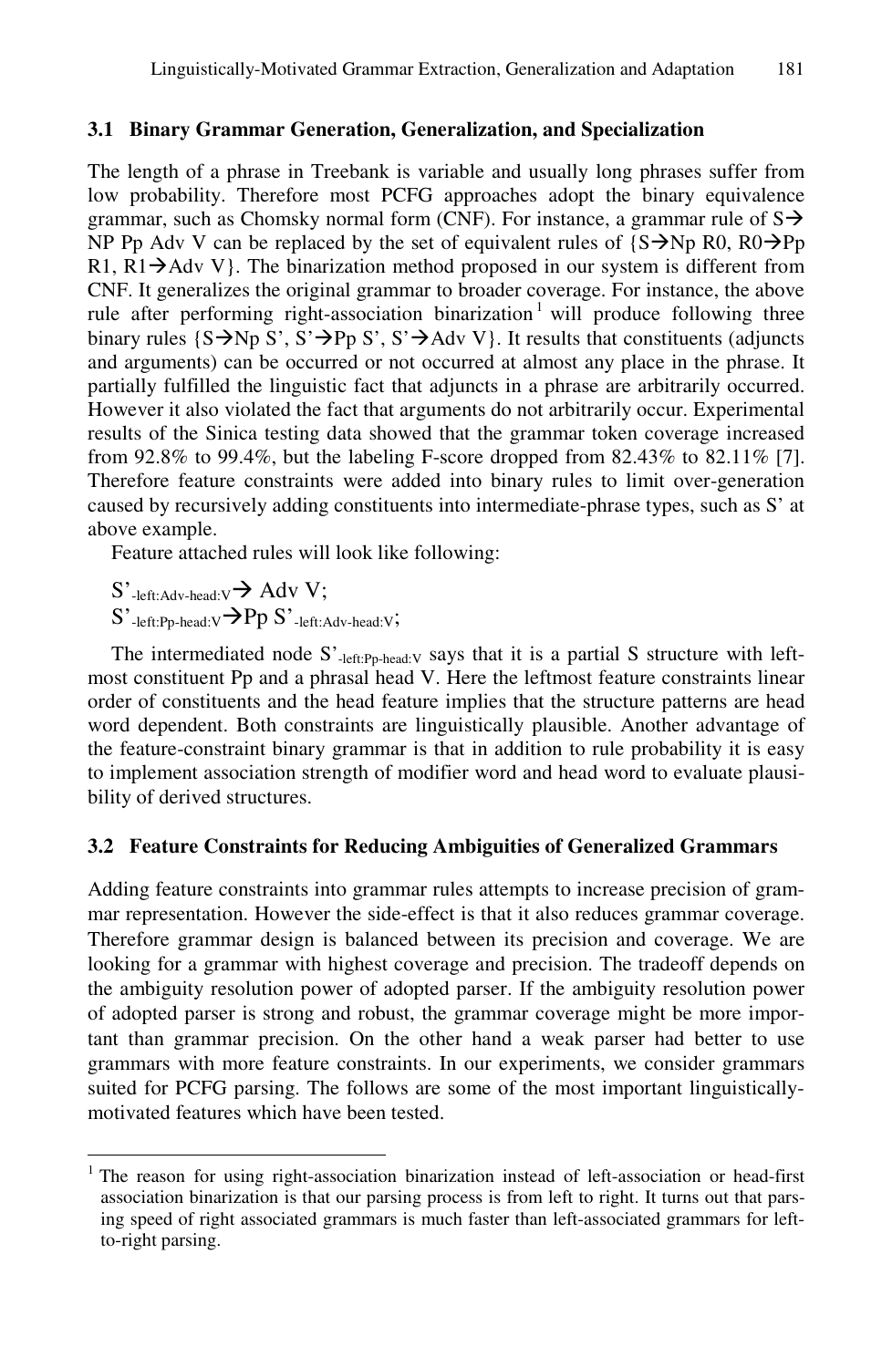### 3.1 Binary Grammar Generation, Generalization, and Specialization

The length of a phrase in Treebank is variable and usually long phrases suffer from low probability. Therefore most PCFG approaches adopt the binary equivalence grammar, such as Chomsky normal form (CNF). For instance, a grammar rule of S→ NP Pp Adv V can be replaced by the set of equivalent rules of {S→Np R0, R0→Pp R1, R1→Adv V}. The binarization method proposed in our system is different from CNF. It generalizes the original grammar to broader coverage. For instance, the above rule after performing right-association binarization[1] will produce following three binary rules {S→Np S', S'→Pp S', S'→Adv V}. It results that constituents (adjuncts and arguments) can be occurred or not occurred at almost any place in the phrase. It partially fulfilled the linguistic fact that adjuncts in a phrase are arbitrarily occurred. However it also violated the fact that arguments do not arbitrarily occur. Experimental results of the Sinica testing data showed that the grammar token coverage increased from 92.8% to 99.4%, but the labeling F-score dropped from 82.43% to 82.11% [7]. Therefore feature constraints were added into binary rules to limit over-generation caused by recursively adding constituents into intermediate-phrase types, such as S' at above example.

Feature attached rules will look like following:

$S'_{\text{-left:Adv-head:V}} \rightarrow$ Adv V;
$S'_{\text{-left:Pp-head:V}} \rightarrow$ Pp $S'_{\text{-left:Adv-head:V}}$;

The intermediated node $S'_{\text{-left:Pp-head:V}}$ says that it is a partial S structure with leftmost constituent Pp and a phrasal head V. Here the leftmost feature constraints linear order of constituents and the head feature implies that the structure patterns are head word dependent. Both constraints are linguistically plausible. Another advantage of the feature-constraint binary grammar is that in addition to rule probability it is easy to implement association strength of modifier word and head word to evaluate plausibility of derived structures.

### 3.2 Feature Constraints for Reducing Ambiguities of Generalized Grammars

Adding feature constraints into grammar rules attempts to increase precision of grammar representation. However the side-effect is that it also reduces grammar coverage. Therefore grammar design is balanced between its precision and coverage. We are looking for a grammar with highest coverage and precision. The tradeoff depends on the ambiguity resolution power of adopted parser. If the ambiguity resolution power of adopted parser is strong and robust, the grammar coverage might be more important than grammar precision. On the other hand a weak parser had better to use grammars with more feature constraints. In our experiments, we consider grammars suited for PCFG parsing. The follows are some of the most important linguistically-motivated features which have been tested.

---

[1] The reason for using right-association binarization instead of left-association or head-first association binarization is that our parsing process is from left to right. It turns out that parsing speed of right associated grammars is much faster than left-associated grammars for left-to-right parsing.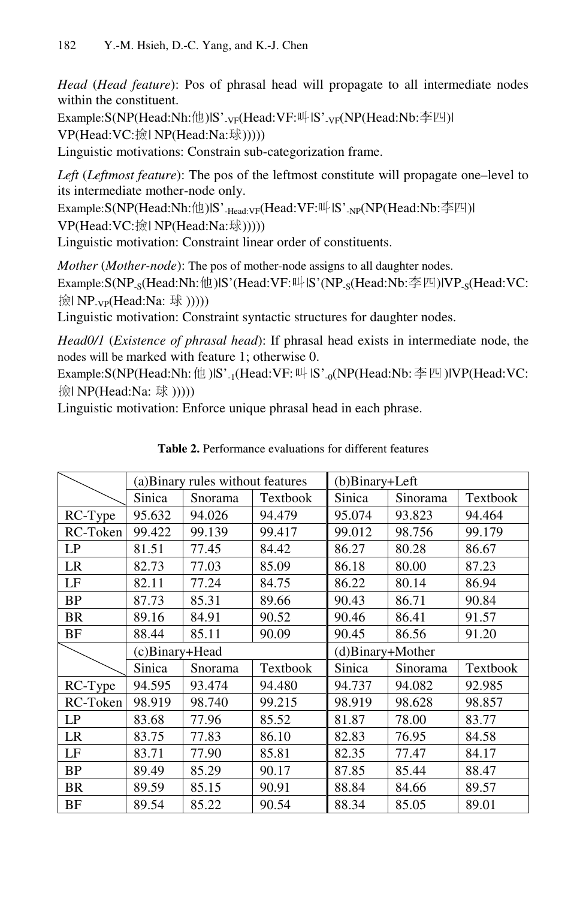*Head* (*Head feature*): Pos of phrasal head will propagate to all intermediate nodes within the constituent.

Example:S(NP(Head:Nh:他)|S'$_{\text{-VF}}$(Head:VF:叫|S'$_{\text{-VF}}$(NP(Head:Nb:李四)| VP(Head:VC:撿| NP(Head:Na:球)))))

Linguistic motivations: Constrain sub-categorization frame.

*Left* (*Leftmost feature*): The pos of the leftmost constitute will propagate one–level to its intermediate mother-node only.

Example:S(NP(Head:Nh:他)|S'$_{\text{-Head:VF}}$(Head:VF:叫|S'$_{\text{-NP}}$(NP(Head:Nb:李四)| VP(Head:VC:撿| NP(Head:Na:球)))))

Linguistic motivation: Constraint linear order of constituents.

*Mother* (*Mother-node*): The pos of mother-node assigns to all daughter nodes.

Example:S(NP$_{\text{-S}}$(Head:Nh:他)|S'(Head:VF:叫|S'(NP$_{\text{-S}}$(Head:Nb:李四)|VP$_{\text{-S}}$(Head:VC:撿| NP$_{\text{-VP}}$(Head:Na: 球)))))

Linguistic motivation: Constraint syntactic structures for daughter nodes.

*Head0/1* (*Existence of phrasal head*): If phrasal head exists in intermediate node, the nodes will be marked with feature 1; otherwise 0.

Example:S(NP(Head:Nh:他)|S'$_{\text{-1}}$(Head:VF:叫|S'$_{\text{-0}}$(NP(Head:Nb:李四)|VP(Head:VC:撿| NP(Head:Na: 球)))))

Linguistic motivation: Enforce unique phrasal head in each phrase.

**Table 2.** Performance evaluations for different features

| | (a)Binary rules without features | | | (b)Binary+Left | | |
|---|---|---|---|---|---|---|
| | Sinica | Snorama | Textbook | Sinica | Sinorama | Textbook |
| RC-Type | 95.632 | 94.026 | 94.479 | 95.074 | 93.823 | 94.464 |
| RC-Token | 99.422 | 99.139 | 99.417 | 99.012 | 98.756 | 99.179 |
| LP | 81.51 | 77.45 | 84.42 | 86.27 | 80.28 | 86.67 |
| LR | 82.73 | 77.03 | 85.09 | 86.18 | 80.00 | 87.23 |
| LF | 82.11 | 77.24 | 84.75 | 86.22 | 80.14 | 86.94 |
| BP | 87.73 | 85.31 | 89.66 | 90.43 | 86.71 | 90.84 |
| BR | 89.16 | 84.91 | 90.52 | 90.46 | 86.41 | 91.57 |
| BF | 88.44 | 85.11 | 90.09 | 90.45 | 86.56 | 91.20 |
| | (c)Binary+Head | | | (d)Binary+Mother | | |
| | Sinica | Snorama | Textbook | Sinica | Sinorama | Textbook |
| RC-Type | 94.595 | 93.474 | 94.480 | 94.737 | 94.082 | 92.985 |
| RC-Token | 98.919 | 98.740 | 99.215 | 98.919 | 98.628 | 98.857 |
| LP | 83.68 | 77.96 | 85.52 | 81.87 | 78.00 | 83.77 |
| LR | 83.75 | 77.83 | 86.10 | 82.83 | 76.95 | 84.58 |
| LF | 83.71 | 77.90 | 85.81 | 82.35 | 77.47 | 84.17 |
| BP | 89.49 | 85.29 | 90.17 | 87.85 | 85.44 | 88.47 |
| BR | 89.59 | 85.15 | 90.91 | 88.84 | 84.66 | 89.57 |
| BF | 89.54 | 85.22 | 90.54 | 88.34 | 85.05 | 89.01 |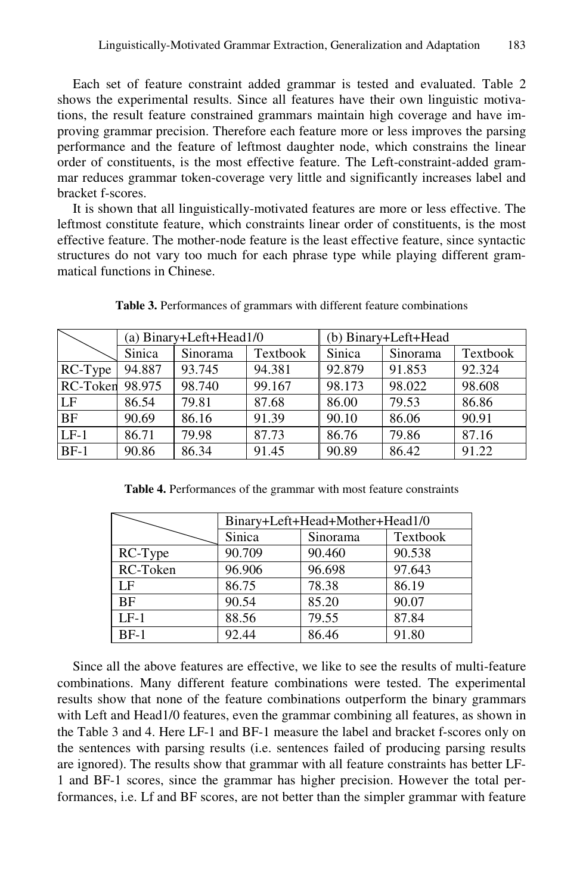Each set of feature constraint added grammar is tested and evaluated. Table 2 shows the experimental results. Since all features have their own linguistic motivations, the result feature constrained grammars maintain high coverage and have improving grammar precision. Therefore each feature more or less improves the parsing performance and the feature of leftmost daughter node, which constrains the linear order of constituents, is the most effective feature. The Left-constraint-added grammar reduces grammar token-coverage very little and significantly increases label and bracket f-scores.

It is shown that all linguistically-motivated features are more or less effective. The leftmost constitute feature, which constraints linear order of constituents, is the most effective feature. The mother-node feature is the least effective feature, since syntactic structures do not vary too much for each phrase type while playing different grammatical functions in Chinese.

**Table 3.** Performances of grammars with different feature combinations

| | (a) Binary+Left+Head1/0 | | | (b) Binary+Left+Head | | |
|---|---|---|---|---|---|---|
| | Sinica | Sinorama | Textbook | Sinica | Sinorama | Textbook |
| RC-Type | 94.887 | 93.745 | 94.381 | 92.879 | 91.853 | 92.324 |
| RC-Token | 98.975 | 98.740 | 99.167 | 98.173 | 98.022 | 98.608 |
| LF | 86.54 | 79.81 | 87.68 | 86.00 | 79.53 | 86.86 |
| BF | 90.69 | 86.16 | 91.39 | 90.10 | 86.06 | 90.91 |
| LF-1 | 86.71 | 79.98 | 87.73 | 86.76 | 79.86 | 87.16 |
| BF-1 | 90.86 | 86.34 | 91.45 | 90.89 | 86.42 | 91.22 |

**Table 4.** Performances of the grammar with most feature constraints

| | Binary+Left+Head+Mother+Head1/0 | | |
|---|---|---|---|
| | Sinica | Sinorama | Textbook |
| RC-Type | 90.709 | 90.460 | 90.538 |
| RC-Token | 96.906 | 96.698 | 97.643 |
| LF | 86.75 | 78.38 | 86.19 |
| BF | 90.54 | 85.20 | 90.07 |
| LF-1 | 88.56 | 79.55 | 87.84 |
| BF-1 | 92.44 | 86.46 | 91.80 |

Since all the above features are effective, we like to see the results of multi-feature combinations. Many different feature combinations were tested. The experimental results show that none of the feature combinations outperform the binary grammars with Left and Head1/0 features, even the grammar combining all features, as shown in the Table 3 and 4. Here LF-1 and BF-1 measure the label and bracket f-scores only on the sentences with parsing results (i.e. sentences failed of producing parsing results are ignored). The results show that grammar with all feature constraints has better LF-1 and BF-1 scores, since the grammar has higher precision. However the total performances, i.e. Lf and BF scores, are not better than the simpler grammar with feature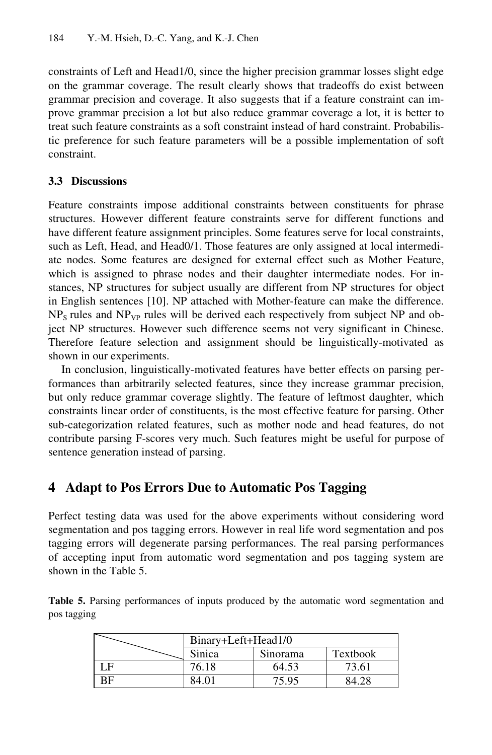constraints of Left and Head1/0, since the higher precision grammar losses slight edge on the grammar coverage. The result clearly shows that tradeoffs do exist between grammar precision and coverage. It also suggests that if a feature constraint can improve grammar precision a lot but also reduce grammar coverage a lot, it is better to treat such feature constraints as a soft constraint instead of hard constraint. Probabilistic preference for such feature parameters will be a possible implementation of soft constraint.

### 3.3 Discussions

Feature constraints impose additional constraints between constituents for phrase structures. However different feature constraints serve for different functions and have different feature assignment principles. Some features serve for local constraints, such as Left, Head, and Head0/1. Those features are only assigned at local intermediate nodes. Some features are designed for external effect such as Mother Feature, which is assigned to phrase nodes and their daughter intermediate nodes. For instances, NP structures for subject usually are different from NP structures for object in English sentences [10]. NP attached with Mother-feature can make the difference. $NP_S$ rules and $NP_{VP}$ rules will be derived each respectively from subject NP and object NP structures. However such difference seems not very significant in Chinese. Therefore feature selection and assignment should be linguistically-motivated as shown in our experiments.

In conclusion, linguistically-motivated features have better effects on parsing performances than arbitrarily selected features, since they increase grammar precision, but only reduce grammar coverage slightly. The feature of leftmost daughter, which constraints linear order of constituents, is the most effective feature for parsing. Other sub-categorization related features, such as mother node and head features, do not contribute parsing F-scores very much. Such features might be useful for purpose of sentence generation instead of parsing.

## 4 Adapt to Pos Errors Due to Automatic Pos Tagging

Perfect testing data was used for the above experiments without considering word segmentation and pos tagging errors. However in real life word segmentation and pos tagging errors will degenerate parsing performances. The real parsing performances of accepting input from automatic word segmentation and pos tagging system are shown in the Table 5.

**Table 5.** Parsing performances of inputs produced by the automatic word segmentation and pos tagging

| | Binary+Left+Head1/0 | | |
|---|---|---|---|
| | Sinica | Sinorama | Textbook |
| LF | 76.18 | 64.53 | 73.61 |
| BF | 84.01 | 75.95 | 84.28 |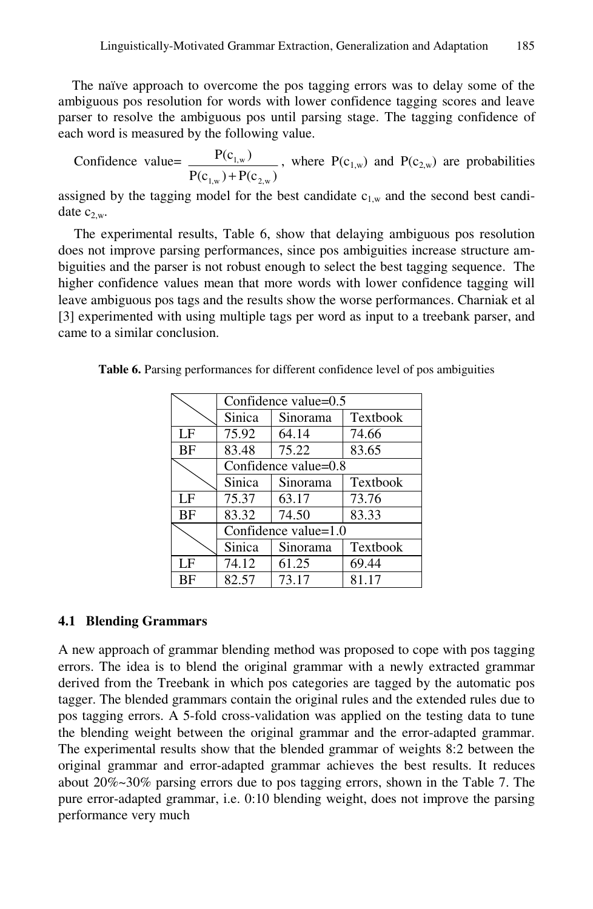The naïve approach to overcome the pos tagging errors was to delay some of the ambiguous pos resolution for words with lower confidence tagging scores and leave parser to resolve the ambiguous pos until parsing stage. The tagging confidence of each word is measured by the following value.

Confidence value= $\frac{P(c_{1,w})}{P(c_{1,w})+P(c_{2,w})}$, where $P(c_{1,w})$ and $P(c_{2,w})$ are probabilities assigned by the tagging model for the best candidate $c_{1,w}$ and the second best candidate $c_{2,w}$.

The experimental results, Table 6, show that delaying ambiguous pos resolution does not improve parsing performances, since pos ambiguities increase structure ambiguities and the parser is not robust enough to select the best tagging sequence. The higher confidence values mean that more words with lower confidence tagging will leave ambiguous pos tags and the results show the worse performances. Charniak et al [3] experimented with using multiple tags per word as input to a treebank parser, and came to a similar conclusion.

**Table 6.** Parsing performances for different confidence level of pos ambiguities

| | Confidence value=0.5 | | |
|---|---|---|---|
| | Sinica | Sinorama | Textbook |
| LF | 75.92 | 64.14 | 74.66 |
| BF | 83.48 | 75.22 | 83.65 |
| | Confidence value=0.8 | | |
| | Sinica | Sinorama | Textbook |
| LF | 75.37 | 63.17 | 73.76 |
| BF | 83.32 | 74.50 | 83.33 |
| | Confidence value=1.0 | | |
| | Sinica | Sinorama | Textbook |
| LF | 74.12 | 61.25 | 69.44 |
| BF | 82.57 | 73.17 | 81.17 |

### 4.1 Blending Grammars

A new approach of grammar blending method was proposed to cope with pos tagging errors. The idea is to blend the original grammar with a newly extracted grammar derived from the Treebank in which pos categories are tagged by the automatic pos tagger. The blended grammars contain the original rules and the extended rules due to pos tagging errors. A 5-fold cross-validation was applied on the testing data to tune the blending weight between the original grammar and the error-adapted grammar. The experimental results show that the blended grammar of weights 8:2 between the original grammar and error-adapted grammar achieves the best results. It reduces about 20%~30% parsing errors due to pos tagging errors, shown in the Table 7. The pure error-adapted grammar, i.e. 0:10 blending weight, does not improve the parsing performance very much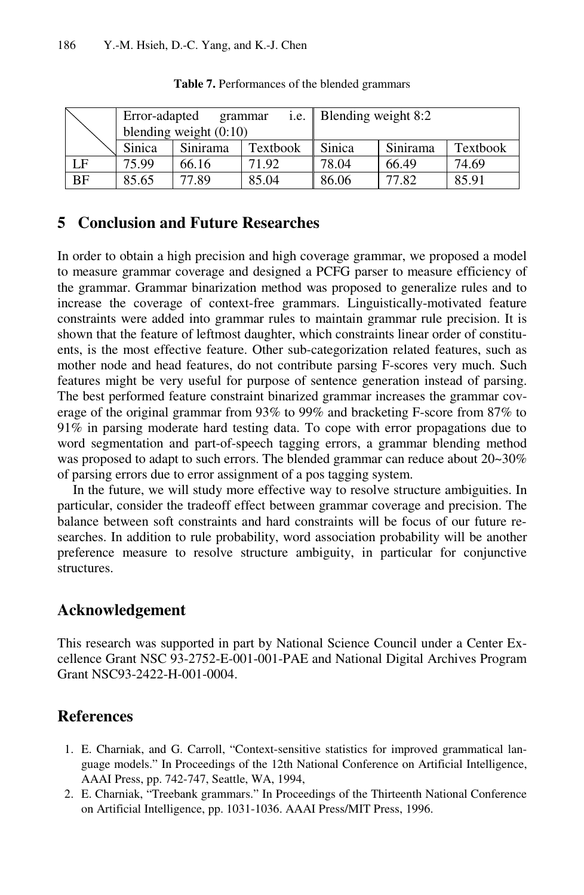**Table 7.** Performances of the blended grammars

| | Error-adapted grammar i.e. blending weight (0:10) | | | Blending weight 8:2 | | |
|---|---|---|---|---|---|---|
| | Sinica | Sinirama | Textbook | Sinica | Sinirama | Textbook |
| LF | 75.99 | 66.16 | 71.92 | 78.04 | 66.49 | 74.69 |
| BF | 85.65 | 77.89 | 85.04 | 86.06 | 77.82 | 85.91 |

## 5 Conclusion and Future Researches

In order to obtain a high precision and high coverage grammar, we proposed a model to measure grammar coverage and designed a PCFG parser to measure efficiency of the grammar. Grammar binarization method was proposed to generalize rules and to increase the coverage of context-free grammars. Linguistically-motivated feature constraints were added into grammar rules to maintain grammar rule precision. It is shown that the feature of leftmost daughter, which constraints linear order of constituents, is the most effective feature. Other sub-categorization related features, such as mother node and head features, do not contribute parsing F-scores very much. Such features might be very useful for purpose of sentence generation instead of parsing. The best performed feature constraint binarized grammar increases the grammar coverage of the original grammar from 93% to 99% and bracketing F-score from 87% to 91% in parsing moderate hard testing data. To cope with error propagations due to word segmentation and part-of-speech tagging errors, a grammar blending method was proposed to adapt to such errors. The blended grammar can reduce about 20~30% of parsing errors due to error assignment of a pos tagging system.

In the future, we will study more effective way to resolve structure ambiguities. In particular, consider the tradeoff effect between grammar coverage and precision. The balance between soft constraints and hard constraints will be focus of our future researches. In addition to rule probability, word association probability will be another preference measure to resolve structure ambiguity, in particular for conjunctive structures.

## Acknowledgement

This research was supported in part by National Science Council under a Center Excellence Grant NSC 93-2752-E-001-001-PAE and National Digital Archives Program Grant NSC93-2422-H-001-0004.

## References

1. E. Charniak, and G. Carroll, "Context-sensitive statistics for improved grammatical language models." In Proceedings of the 12th National Conference on Artificial Intelligence, AAAI Press, pp. 742-747, Seattle, WA, 1994,
2. E. Charniak, "Treebank grammars." In Proceedings of the Thirteenth National Conference on Artificial Intelligence, pp. 1031-1036. AAAI Press/MIT Press, 1996.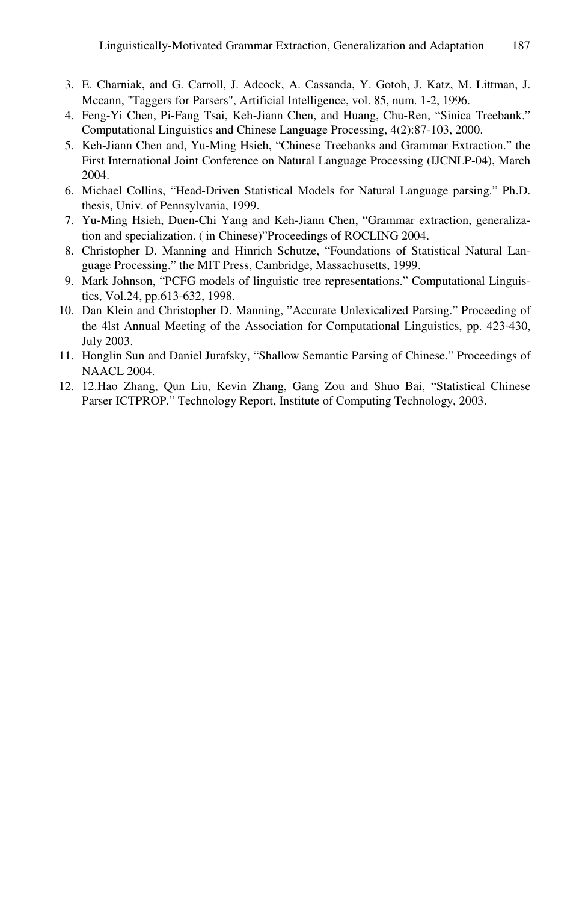3. E. Charniak, and G. Carroll, J. Adcock, A. Cassanda, Y. Gotoh, J. Katz, M. Littman, J. Mccann, "Taggers for Parsers", Artificial Intelligence, vol. 85, num. 1-2, 1996.
4. Feng-Yi Chen, Pi-Fang Tsai, Keh-Jiann Chen, and Huang, Chu-Ren, “Sinica Treebank.” Computational Linguistics and Chinese Language Processing, 4(2):87-103, 2000.
5. Keh-Jiann Chen and, Yu-Ming Hsieh, “Chinese Treebanks and Grammar Extraction.” the First International Joint Conference on Natural Language Processing (IJCNLP-04), March 2004.
6. Michael Collins, “Head-Driven Statistical Models for Natural Language parsing.” Ph.D. thesis, Univ. of Pennsylvania, 1999.
7. Yu-Ming Hsieh, Duen-Chi Yang and Keh-Jiann Chen, “Grammar extraction, generalization and specialization. ( in Chinese)”Proceedings of ROCLING 2004.
8. Christopher D. Manning and Hinrich Schutze, “Foundations of Statistical Natural Language Processing.” the MIT Press, Cambridge, Massachusetts, 1999.
9. Mark Johnson, “PCFG models of linguistic tree representations.” Computational Linguistics, Vol.24, pp.613-632, 1998.
10. Dan Klein and Christopher D. Manning, ”Accurate Unlexicalized Parsing.” Proceeding of the 4lst Annual Meeting of the Association for Computational Linguistics, pp. 423-430, July 2003.
11. Honglin Sun and Daniel Jurafsky, “Shallow Semantic Parsing of Chinese.” Proceedings of NAACL 2004.
12. 12.Hao Zhang, Qun Liu, Kevin Zhang, Gang Zou and Shuo Bai, “Statistical Chinese Parser ICTPROP.” Technology Report, Institute of Computing Technology, 2003.